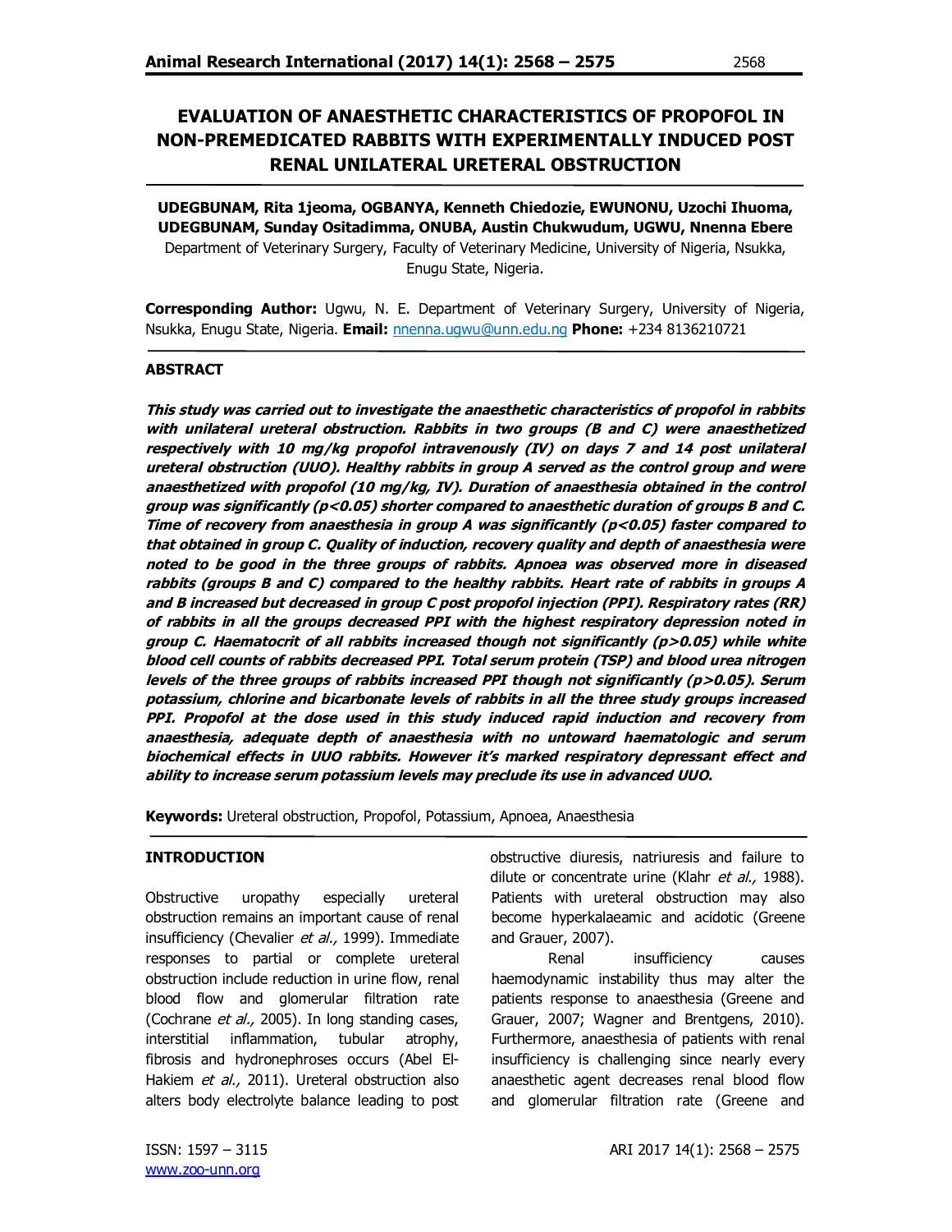# EVALUATION OF ANAESTHETIC CHARACTERISTICS OF PROPOFOL IN NON-PREMEDICATED RABBITS WITH EXPERIMENTALLY INDUCED POST RENAL UNILATERAL URETERAL OBSTRUCTION

**UDEGBUNAM, Rita 1jeoma, OGBANYA, Kenneth Chiedozie, EWUNONU, Uzochi Ihuoma, UDEGBUNAM, Sunday Ositadimma, ONUBA, Austin Chukwudum, UGWU, Nnenna Ebere**
Department of Veterinary Surgery, Faculty of Veterinary Medicine, University of Nigeria, Nsukka, Enugu State, Nigeria.

**Corresponding Author:** Ugwu, N. E. Department of Veterinary Surgery, University of Nigeria, Nsukka, Enugu State, Nigeria. **Email:** nnenna.ugwu@unn.edu.ng **Phone:** +234 8136210721

## ABSTRACT

***This study was carried out to investigate the anaesthetic characteristics of propofol in rabbits with unilateral ureteral obstruction. Rabbits in two groups (B and C) were anaesthetized respectively with 10 mg/kg propofol intravenously (IV) on days 7 and 14 post unilateral ureteral obstruction (UUO). Healthy rabbits in group A served as the control group and were anaesthetized with propofol (10 mg/kg, IV). Duration of anaesthesia obtained in the control group was significantly (p<0.05) shorter compared to anaesthetic duration of groups B and C. Time of recovery from anaesthesia in group A was significantly (p<0.05) faster compared to that obtained in group C. Quality of induction, recovery quality and depth of anaesthesia were noted to be good in the three groups of rabbits. Apnoea was observed more in diseased rabbits (groups B and C) compared to the healthy rabbits. Heart rate of rabbits in groups A and B increased but decreased in group C post propofol injection (PPI). Respiratory rates (RR) of rabbits in all the groups decreased PPI with the highest respiratory depression noted in group C. Haematocrit of all rabbits increased though not significantly (p>0.05) while white blood cell counts of rabbits decreased PPI. Total serum protein (TSP) and blood urea nitrogen levels of the three groups of rabbits increased PPI though not significantly (p>0.05). Serum potassium, chlorine and bicarbonate levels of rabbits in all the three study groups increased PPI. Propofol at the dose used in this study induced rapid induction and recovery from anaesthesia, adequate depth of anaesthesia with no untoward haematologic and serum biochemical effects in UUO rabbits. However it's marked respiratory depressant effect and ability to increase serum potassium levels may preclude its use in advanced UUO.***

**Keywords:** Ureteral obstruction, Propofol, Potassium, Apnoea, Anaesthesia

## INTRODUCTION

Obstructive uropathy especially ureteral obstruction remains an important cause of renal insufficiency (Chevalier *et al.,* 1999). Immediate responses to partial or complete ureteral obstruction include reduction in urine flow, renal blood flow and glomerular filtration rate (Cochrane *et al.,* 2005). In long standing cases, interstitial inflammation, tubular atrophy, fibrosis and hydronephroses occurs (Abel El-Hakiem *et al.,* 2011). Ureteral obstruction also alters body electrolyte balance leading to post obstructive diuresis, natriuresis and failure to dilute or concentrate urine (Klahr *et al.,* 1988). Patients with ureteral obstruction may also become hyperkalaeamic and acidotic (Greene and Grauer, 2007).

Renal insufficiency causes haemodynamic instability thus may alter the patients response to anaesthesia (Greene and Grauer, 2007; Wagner and Brentgens, 2010). Furthermore, anaesthesia of patients with renal insufficiency is challenging since nearly every anaesthetic agent decreases renal blood flow and glomerular filtration rate (Greene and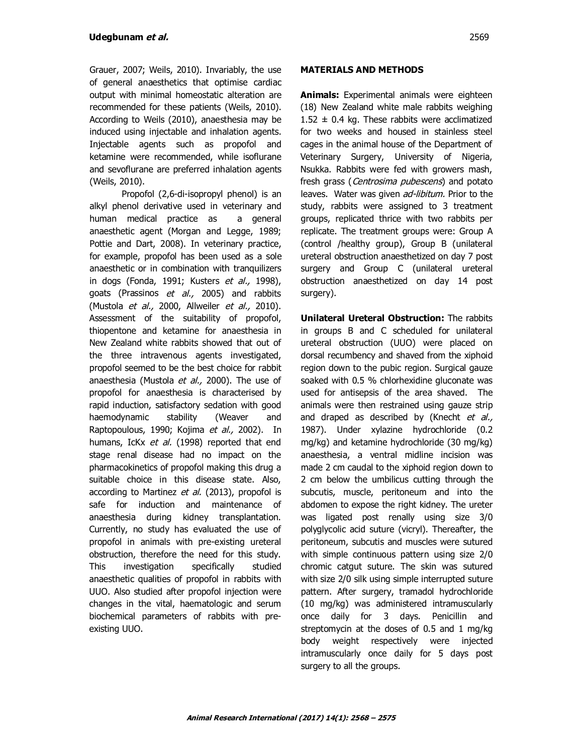Grauer, 2007; Weils, 2010). Invariably, the use of general anaesthetics that optimise cardiac output with minimal homeostatic alteration are recommended for these patients (Weils, 2010). According to Weils (2010), anaesthesia may be induced using injectable and inhalation agents. Injectable agents such as propofol and ketamine were recommended, while isoflurane and sevoflurane are preferred inhalation agents (Weils, 2010).

Propofol (2,6-di-isopropyl phenol) is an alkyl phenol derivative used in veterinary and human medical practice as a general anaesthetic agent (Morgan and Legge, 1989; Pottie and Dart, 2008). In veterinary practice, for example, propofol has been used as a sole anaesthetic or in combination with tranquilizers in dogs (Fonda, 1991; Kusters *et al.,* 1998), goats (Prassinos *et al.,* 2005) and rabbits (Mustola *et al.,* 2000, Allweiler *et al.,* 2010). Assessment of the suitability of propofol, thiopentone and ketamine for anaesthesia in New Zealand white rabbits showed that out of the three intravenous agents investigated, propofol seemed to be the best choice for rabbit anaesthesia (Mustola *et al.,* 2000). The use of propofol for anaesthesia is characterised by rapid induction, satisfactory sedation with good haemodynamic stability (Weaver and Raptopoulous, 1990; Kojima *et al.,* 2002). In humans, IcKx *et al.* (1998) reported that end stage renal disease had no impact on the pharmacokinetics of propofol making this drug a suitable choice in this disease state. Also, according to Martinez *et al.* (2013), propofol is safe for induction and maintenance of anaesthesia during kidney transplantation. Currently, no study has evaluated the use of propofol in animals with pre-existing ureteral obstruction, therefore the need for this study. This investigation specifically studied anaesthetic qualities of propofol in rabbits with UUO. Also studied after propofol injection were changes in the vital, haematologic and serum biochemical parameters of rabbits with pre-existing UUO.

## MATERIALS AND METHODS

**Animals:** Experimental animals were eighteen (18) New Zealand white male rabbits weighing 1.52 ± 0.4 kg. These rabbits were acclimatized for two weeks and housed in stainless steel cages in the animal house of the Department of Veterinary Surgery, University of Nigeria, Nsukka. Rabbits were fed with growers mash, fresh grass (*Centrosima pubescens*) and potato leaves. Water was given *ad-libitum.* Prior to the study, rabbits were assigned to 3 treatment groups, replicated thrice with two rabbits per replicate. The treatment groups were: Group A (control /healthy group), Group B (unilateral ureteral obstruction anaesthetized on day 7 post surgery and Group C (unilateral ureteral obstruction anaesthetized on day 14 post surgery).

**Unilateral Ureteral Obstruction:** The rabbits in groups B and C scheduled for unilateral ureteral obstruction (UUO) were placed on dorsal recumbency and shaved from the xiphoid region down to the pubic region. Surgical gauze soaked with 0.5 % chlorhexidine gluconate was used for antisepsis of the area shaved. The animals were then restrained using gauze strip and draped as described by (Knecht *et al.,* 1987). Under xylazine hydrochloride (0.2 mg/kg) and ketamine hydrochloride (30 mg/kg) anaesthesia, a ventral midline incision was made 2 cm caudal to the xiphoid region down to 2 cm below the umbilicus cutting through the subcutis, muscle, peritoneum and into the abdomen to expose the right kidney. The ureter was ligated post renally using size 3/0 polyglycolic acid suture (vicryl). Thereafter, the peritoneum, subcutis and muscles were sutured with simple continuous pattern using size 2/0 chromic catgut suture. The skin was sutured with size 2/0 silk using simple interrupted suture pattern. After surgery, tramadol hydrochloride (10 mg/kg) was administered intramuscularly once daily for 3 days. Penicillin and streptomycin at the doses of 0.5 and 1 mg/kg body weight respectively were injected intramuscularly once daily for 5 days post surgery to all the groups.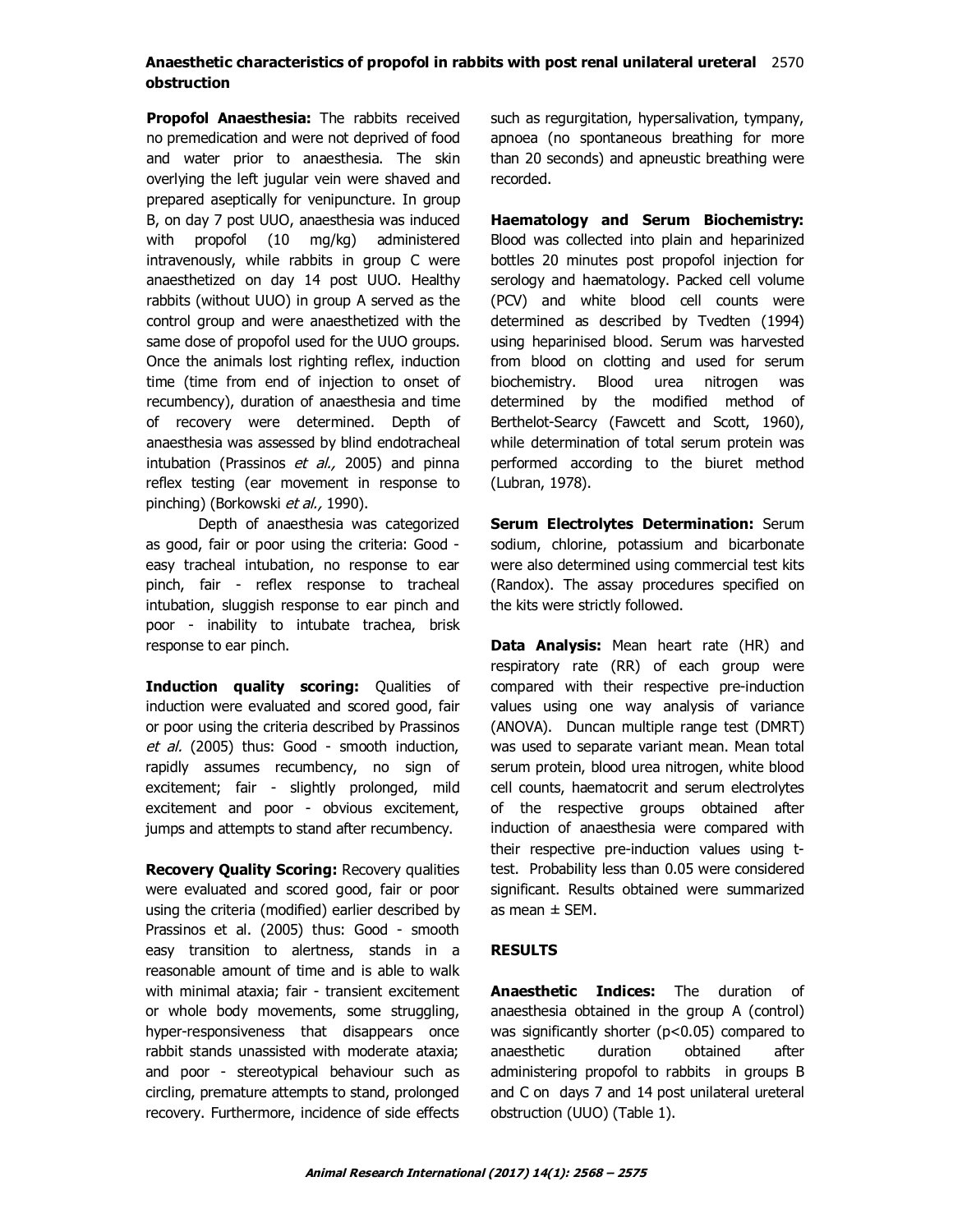**Propofol Anaesthesia:** The rabbits received no premedication and were not deprived of food and water prior to anaesthesia. The skin overlying the left jugular vein were shaved and prepared aseptically for venipuncture. In group B, on day 7 post UUO, anaesthesia was induced with propofol (10 mg/kg) administered intravenously, while rabbits in group C were anaesthetized on day 14 post UUO. Healthy rabbits (without UUO) in group A served as the control group and were anaesthetized with the same dose of propofol used for the UUO groups. Once the animals lost righting reflex, induction time (time from end of injection to onset of recumbency), duration of anaesthesia and time of recovery were determined. Depth of anaesthesia was assessed by blind endotracheal intubation (Prassinos *et al.,* 2005) and pinna reflex testing (ear movement in response to pinching) (Borkowski *et al.,* 1990).

Depth of anaesthesia was categorized as good, fair or poor using the criteria: Good - easy tracheal intubation, no response to ear pinch, fair - reflex response to tracheal intubation, sluggish response to ear pinch and poor - inability to intubate trachea, brisk response to ear pinch.

**Induction quality scoring:** Qualities of induction were evaluated and scored good, fair or poor using the criteria described by Prassinos *et al.* (2005) thus: Good - smooth induction, rapidly assumes recumbency, no sign of excitement; fair - slightly prolonged, mild excitement and poor - obvious excitement, jumps and attempts to stand after recumbency.

**Recovery Quality Scoring:** Recovery qualities were evaluated and scored good, fair or poor using the criteria (modified) earlier described by Prassinos et al. (2005) thus: Good - smooth easy transition to alertness, stands in a reasonable amount of time and is able to walk with minimal ataxia; fair - transient excitement or whole body movements, some struggling, hyper-responsiveness that disappears once rabbit stands unassisted with moderate ataxia; and poor - stereotypical behaviour such as circling, premature attempts to stand, prolonged recovery. Furthermore, incidence of side effects such as regurgitation, hypersalivation, tympany, apnoea (no spontaneous breathing for more than 20 seconds) and apneustic breathing were recorded.

**Haematology and Serum Biochemistry:** Blood was collected into plain and heparinized bottles 20 minutes post propofol injection for serology and haematology. Packed cell volume (PCV) and white blood cell counts were determined as described by Tvedten (1994) using heparinised blood. Serum was harvested from blood on clotting and used for serum biochemistry. Blood urea nitrogen was determined by the modified method of Berthelot-Searcy (Fawcett and Scott, 1960), while determination of total serum protein was performed according to the biuret method (Lubran, 1978).

**Serum Electrolytes Determination:** Serum sodium, chlorine, potassium and bicarbonate were also determined using commercial test kits (Randox). The assay procedures specified on the kits were strictly followed.

**Data Analysis:** Mean heart rate (HR) and respiratory rate (RR) of each group were compared with their respective pre-induction values using one way analysis of variance (ANOVA). Duncan multiple range test (DMRT) was used to separate variant mean. Mean total serum protein, blood urea nitrogen, white blood cell counts, haematocrit and serum electrolytes of the respective groups obtained after induction of anaesthesia were compared with their respective pre-induction values using t-test. Probability less than 0.05 were considered significant. Results obtained were summarized as mean ± SEM.

## RESULTS

**Anaesthetic Indices:** The duration of anaesthesia obtained in the group A (control) was significantly shorter ($p<0.05$) compared to anaesthetic duration obtained after administering propofol to rabbits in groups B and C on days 7 and 14 post unilateral ureteral obstruction (UUO) (Table 1).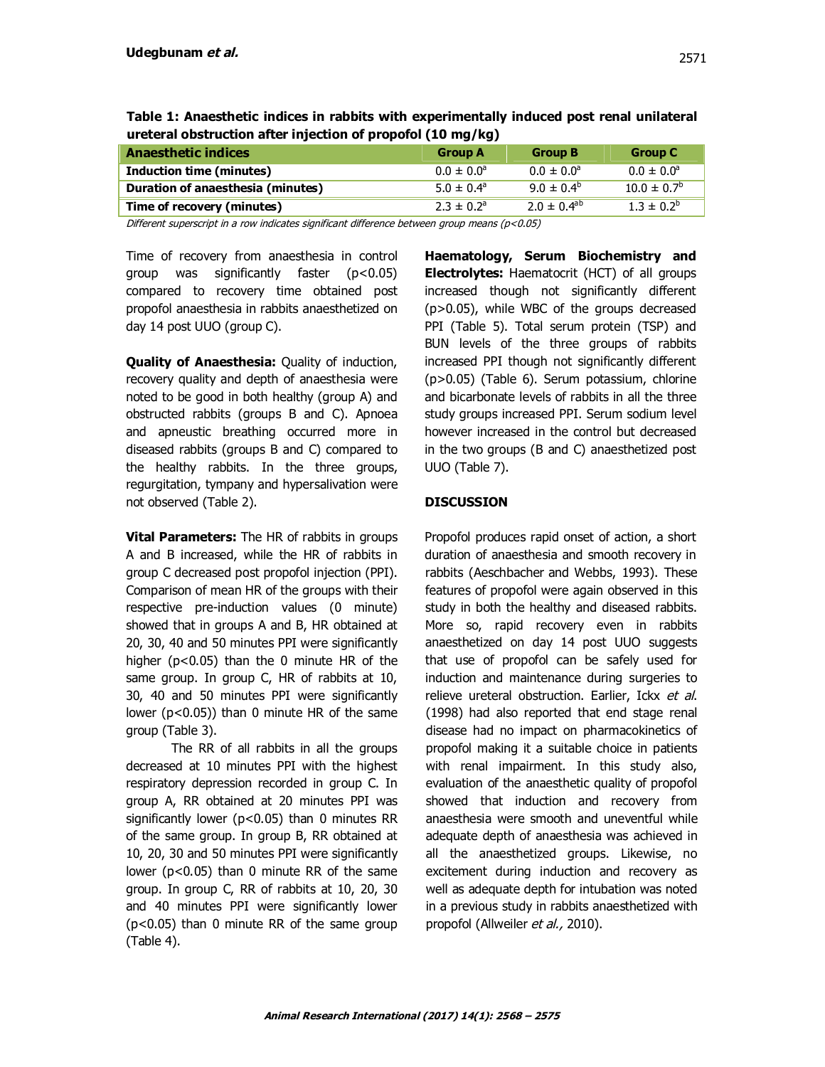**Table 1: Anaesthetic indices in rabbits with experimentally induced post renal unilateral ureteral obstruction after injection of propofol (10 mg/kg)**

| Anaesthetic indices | Group A | Group B | Group C |
|---|---|---|---|
| Induction time (minutes) | $0.0 \pm 0.0^{a}$ | $0.0 \pm 0.0^{a}$ | $0.0 \pm 0.0^{a}$ |
| Duration of anaesthesia (minutes) | $5.0 \pm 0.4^{a}$ | $9.0 \pm 0.4^{b}$ | $10.0 \pm 0.7^{b}$ |
| Time of recovery (minutes) | $2.3 \pm 0.2^{a}$ | $2.0 \pm 0.4^{ab}$ | $1.3 \pm 0.2^{b}$ |

*Different superscript in a row indicates significant difference between group means (p<0.05)*

Time of recovery from anaesthesia in control group was significantly faster ($p<0.05$) compared to recovery time obtained post propofol anaesthesia in rabbits anaesthetized on day 14 post UUO (group C).

**Quality of Anaesthesia:** Quality of induction, recovery quality and depth of anaesthesia were noted to be good in both healthy (group A) and obstructed rabbits (groups B and C). Apnoea and apneustic breathing occurred more in diseased rabbits (groups B and C) compared to the healthy rabbits. In the three groups, regurgitation, tympany and hypersalivation were not observed (Table 2).

**Vital Parameters:** The HR of rabbits in groups A and B increased, while the HR of rabbits in group C decreased post propofol injection (PPI). Comparison of mean HR of the groups with their respective pre-induction values (0 minute) showed that in groups A and B, HR obtained at 20, 30, 40 and 50 minutes PPI were significantly higher ($p<0.05$) than the 0 minute HR of the same group. In group C, HR of rabbits at 10, 30, 40 and 50 minutes PPI were significantly lower ($p<0.05$)) than 0 minute HR of the same group (Table 3).

The RR of all rabbits in all the groups decreased at 10 minutes PPI with the highest respiratory depression recorded in group C. In group A, RR obtained at 20 minutes PPI was significantly lower ($p<0.05$) than 0 minutes RR of the same group. In group B, RR obtained at 10, 20, 30 and 50 minutes PPI were significantly lower ($p<0.05$) than 0 minute RR of the same group. In group C, RR of rabbits at 10, 20, 30 and 40 minutes PPI were significantly lower ($p<0.05$) than 0 minute RR of the same group (Table 4).

**Haematology, Serum Biochemistry and Electrolytes:** Haematocrit (HCT) of all groups increased though not significantly different ($p>0.05$), while WBC of the groups decreased PPI (Table 5). Total serum protein (TSP) and BUN levels of the three groups of rabbits increased PPI though not significantly different ($p>0.05$) (Table 6). Serum potassium, chlorine and bicarbonate levels of rabbits in all the three study groups increased PPI. Serum sodium level however increased in the control but decreased in the two groups (B and C) anaesthetized post UUO (Table 7).

## DISCUSSION

Propofol produces rapid onset of action, a short duration of anaesthesia and smooth recovery in rabbits (Aeschbacher and Webbs, 1993). These features of propofol were again observed in this study in both the healthy and diseased rabbits. More so, rapid recovery even in rabbits anaesthetized on day 14 post UUO suggests that use of propofol can be safely used for induction and maintenance during surgeries to relieve ureteral obstruction. Earlier, Ickx *et al.* (1998) had also reported that end stage renal disease had no impact on pharmacokinetics of propofol making it a suitable choice in patients with renal impairment. In this study also, evaluation of the anaesthetic quality of propofol showed that induction and recovery from anaesthesia were smooth and uneventful while adequate depth of anaesthesia was achieved in all the anaesthetized groups. Likewise, no excitement during induction and recovery as well as adequate depth for intubation was noted in a previous study in rabbits anaesthetized with propofol (Allweiler *et al.,* 2010).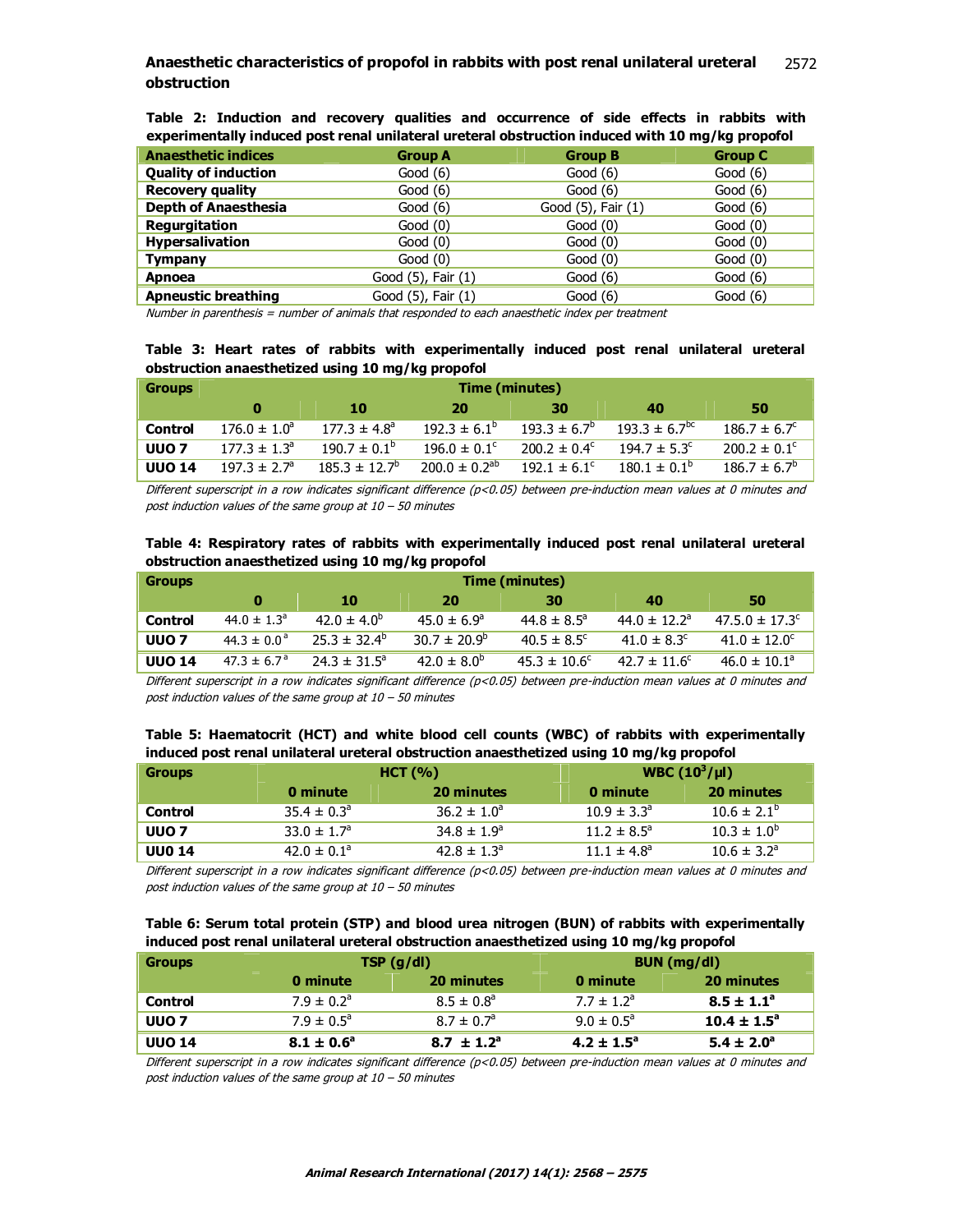**Table 2: Induction and recovery qualities and occurrence of side effects in rabbits with experimentally induced post renal unilateral ureteral obstruction induced with 10 mg/kg propofol**

| Anaesthetic indices | Group A | Group B | Group C |
|---|---|---|---|
| Quality of induction | Good (6) | Good (6) | Good (6) |
| Recovery quality | Good (6) | Good (6) | Good (6) |
| Depth of Anaesthesia | Good (6) | Good (5), Fair (1) | Good (6) |
| Regurgitation | Good (0) | Good (0) | Good (0) |
| Hypersalivation | Good (0) | Good (0) | Good (0) |
| Tympany | Good (0) | Good (0) | Good (0) |
| Apnoea | Good (5), Fair (1) | Good (6) | Good (6) |
| Apneustic breathing | Good (5), Fair (1) | Good (6) | Good (6) |

*Number in parenthesis = number of animals that responded to each anaesthetic index per treatment*

**Table 3: Heart rates of rabbits with experimentally induced post renal unilateral ureteral obstruction anaesthetized using 10 mg/kg propofol**

| Groups | Time (minutes) | | | | | |
|---|---|---|---|---|---|---|
| | 0 | 10 | 20 | 30 | 40 | 50 |
| Control | $176.0 \pm 1.0^{a}$ | $177.3 \pm 4.8^{a}$ | $192.3 \pm 6.1^{b}$ | $193.3 \pm 6.7^{b}$ | $193.3 \pm 6.7^{bc}$ | $186.7 \pm 6.7^{c}$ |
| UUO 7 | $177.3 \pm 1.3^{a}$ | $190.7 \pm 0.1^{b}$ | $196.0 \pm 0.1^{c}$ | $200.2 \pm 0.4^{c}$ | $194.7 \pm 5.3^{c}$ | $200.2 \pm 0.1^{c}$ |
| UUO 14 | $197.3 \pm 2.7^{a}$ | $185.3 \pm 12.7^{b}$ | $200.0 \pm 0.2^{ab}$ | $192.1 \pm 6.1^{c}$ | $180.1 \pm 0.1^{b}$ | $186.7 \pm 6.7^{b}$ |

*Different superscript in a row indicates significant difference (p<0.05) between pre-induction mean values at 0 minutes and post induction values of the same group at 10 – 50 minutes*

**Table 4: Respiratory rates of rabbits with experimentally induced post renal unilateral ureteral obstruction anaesthetized using 10 mg/kg propofol**

| Groups | Time (minutes) | | | | | |
|---|---|---|---|---|---|---|
| | 0 | 10 | 20 | 30 | 40 | 50 |
| Control | $44.0 \pm 1.3^{a}$ | $42.0 \pm 4.0^{b}$ | $45.0 \pm 6.9^{a}$ | $44.8 \pm 8.5^{a}$ | $44.0 \pm 12.2^{a}$ | $47.5.0 \pm 17.3^{c}$ |
| UUO 7 | $44.3 \pm 0.0^{a}$ | $25.3 \pm 32.4^{b}$ | $30.7 \pm 20.9^{b}$ | $40.5 \pm 8.5^{c}$ | $41.0 \pm 8.3^{c}$ | $41.0 \pm 12.0^{c}$ |
| UUO 14 | $47.3 \pm 6.7^{a}$ | $24.3 \pm 31.5^{a}$ | $42.0 \pm 8.0^{b}$ | $45.3 \pm 10.6^{c}$ | $42.7 \pm 11.6^{c}$ | $46.0 \pm 10.1^{a}$ |

*Different superscript in a row indicates significant difference (p<0.05) between pre-induction mean values at 0 minutes and post induction values of the same group at 10 – 50 minutes*

**Table 5: Haematocrit (HCT) and white blood cell counts (WBC) of rabbits with experimentally induced post renal unilateral ureteral obstruction anaesthetized using 10 mg/kg propofol**

| Groups | HCT (%) | | WBC ($10^3$/µl) | |
|---|---|---|---|---|
| | 0 minute | 20 minutes | 0 minute | 20 minutes |
| Control | $35.4 \pm 0.3^{a}$ | $36.2 \pm 1.0^{a}$ | $10.9 \pm 3.3^{a}$ | $10.6 \pm 2.1^{b}$ |
| UUO 7 | $33.0 \pm 1.7^{a}$ | $34.8 \pm 1.9^{a}$ | $11.2 \pm 8.5^{a}$ | $10.3 \pm 1.0^{b}$ |
| UU0 14 | $42.0 \pm 0.1^{a}$ | $42.8 \pm 1.3^{a}$ | $11.1 \pm 4.8^{a}$ | $10.6 \pm 3.2^{a}$ |

*Different superscript in a row indicates significant difference (p<0.05) between pre-induction mean values at 0 minutes and post induction values of the same group at 10 – 50 minutes*

**Table 6: Serum total protein (STP) and blood urea nitrogen (BUN) of rabbits with experimentally induced post renal unilateral ureteral obstruction anaesthetized using 10 mg/kg propofol**

| Groups | TSP (g/dl) | | BUN (mg/dl) | |
|---|---|---|---|---|
| | 0 minute | 20 minutes | 0 minute | 20 minutes |
| Control | $7.9 \pm 0.2^{a}$ | $8.5 \pm 0.8^{a}$ | $7.7 \pm 1.2^{a}$ | **$8.5 \pm 1.1^{a}$** |
| UUO 7 | $7.9 \pm 0.5^{a}$ | $8.7 \pm 0.7^{a}$ | $9.0 \pm 0.5^{a}$ | **$10.4 \pm 1.5^{a}$** |
| UUO 14 | **$8.1 \pm 0.6^{a}$** | **$8.7 \pm 1.2^{a}$** | **$4.2 \pm 1.5^{a}$** | **$5.4 \pm 2.0^{a}$** |

*Different superscript in a row indicates significant difference (p<0.05) between pre-induction mean values at 0 minutes and post induction values of the same group at 10 – 50 minutes*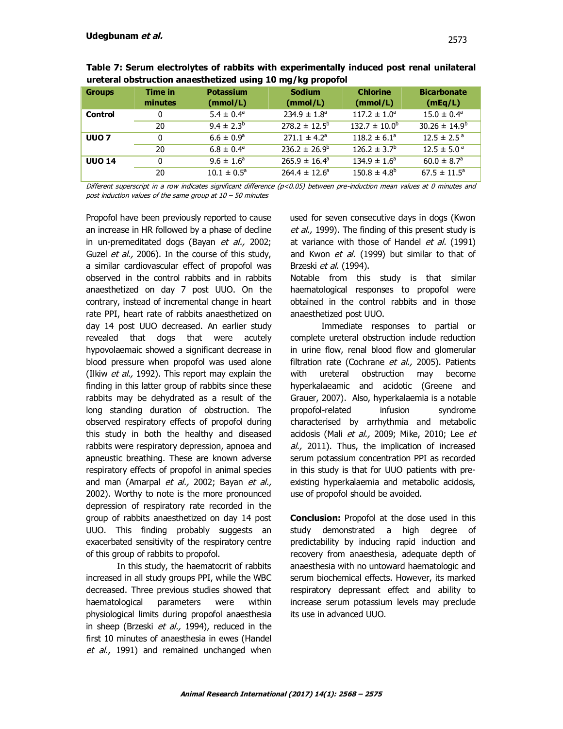**Table 7: Serum electrolytes of rabbits with experimentally induced post renal unilateral ureteral obstruction anaesthetized using 10 mg/kg propofol**

| Groups | Time in minutes | Potassium (mmol/L) | Sodium (mmol/L) | Chlorine (mmol/L) | Bicarbonate (mEq/L) |
|---|---|---|---|---|---|
| **Control** | 0 | 5.4 ± 0.4[a] | 234.9 ± 1.8[a] | 117.2 ± 1.0[a] | 15.0 ± 0.4[a] |
| | 20 | 9.4 ± 2.3[b] | 278.2 ± 12.5[b] | 132.7 ± 10.0[b] | 30.26 ± 14.9[b] |
| **UUO 7** | 0 | 6.6 ± 0.9[a] | 271.1 ± 4.2[a] | 118.2 ± 6.1[a] | 12.5 ± 2.5[a] |
| | 20 | 6.8 ± 0.4[a] | 236.2 ± 26.9[b] | 126.2 ± 3.7[b] | 12.5 ± 5.0[a] |
| **UUO 14** | 0 | 9.6 ± 1.6[a] | 265.9 ± 16.4[a] | 134.9 ± 1.6[a] | 60.0 ± 8.7[a] |
| | 20 | 10.1 ± 0.5[a] | 264.4 ± 12.6[a] | 150.8 ± 4.8[b] | 67.5 ± 11.5[a] |

*Different superscript in a row indicates significant difference (p<0.05) between pre-induction mean values at 0 minutes and post induction values of the same group at 10 – 50 minutes*

Propofol have been previously reported to cause an increase in HR followed by a phase of decline in un-premeditated dogs (Bayan *et al.,* 2002; Guzel *et al.,* 2006). In the course of this study, a similar cardiovascular effect of propofol was observed in the control rabbits and in rabbits anaesthetized on day 7 post UUO. On the contrary, instead of incremental change in heart rate PPI, heart rate of rabbits anaesthetized on day 14 post UUO decreased. An earlier study revealed that dogs that were acutely hypovolaemaic showed a significant decrease in blood pressure when propofol was used alone (Ilkiw *et al.,* 1992). This report may explain the finding in this latter group of rabbits since these rabbits may be dehydrated as a result of the long standing duration of obstruction. The observed respiratory effects of propofol during this study in both the healthy and diseased rabbits were respiratory depression, apnoea and apneustic breathing. These are known adverse respiratory effects of propofol in animal species and man (Amarpal *et al.,* 2002; Bayan *et al.,* 2002). Worthy to note is the more pronounced depression of respiratory rate recorded in the group of rabbits anaesthetized on day 14 post UUO. This finding probably suggests an exacerbated sensitivity of the respiratory centre of this group of rabbits to propofol.

In this study, the haematocrit of rabbits increased in all study groups PPI, while the WBC decreased. Three previous studies showed that haematological parameters were within physiological limits during propofol anaesthesia in sheep (Brzeski *et al.,* 1994), reduced in the first 10 minutes of anaesthesia in ewes (Handel *et al.,* 1991) and remained unchanged when used for seven consecutive days in dogs (Kwon *et al.,* 1999). The finding of this present study is at variance with those of Handel *et al.* (1991) and Kwon *et al.* (1999) but similar to that of Brzeski *et al*. (1994).

Notable from this study is that similar haematological responses to propofol were obtained in the control rabbits and in those anaesthetized post UUO.

Immediate responses to partial or complete ureteral obstruction include reduction in urine flow, renal blood flow and glomerular filtration rate (Cochrane *et al.,* 2005). Patients with ureteral obstruction may become hyperkalaeamic and acidotic (Greene and Grauer, 2007). Also, hyperkalaemia is a notable propofol-related infusion syndrome characterised by arrhythmia and metabolic acidosis (Mali *et al.,* 2009; Mike, 2010; Lee *et al.,* 2011). Thus, the implication of increased serum potassium concentration PPI as recorded in this study is that for UUO patients with pre-existing hyperkalaemia and metabolic acidosis, use of propofol should be avoided.

**Conclusion:** Propofol at the dose used in this study demonstrated a high degree of predictability by inducing rapid induction and recovery from anaesthesia, adequate depth of anaesthesia with no untoward haematologic and serum biochemical effects. However, its marked respiratory depressant effect and ability to increase serum potassium levels may preclude its use in advanced UUO.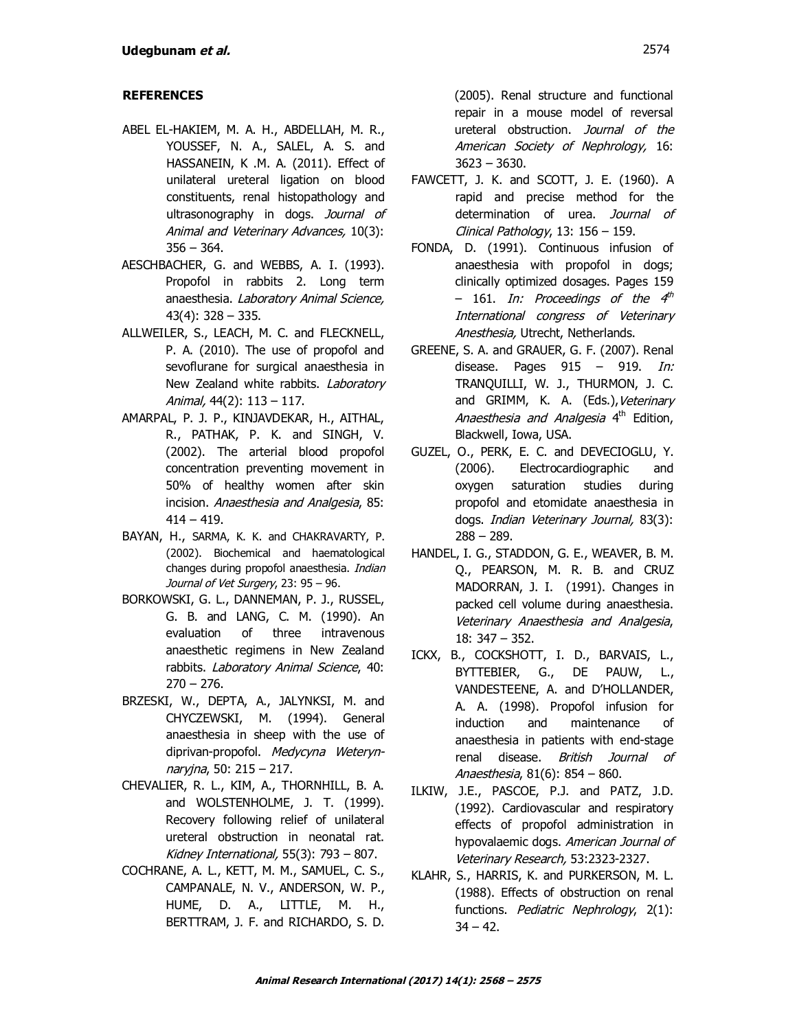## REFERENCES

ABEL EL-HAKIEM, M. A. H., ABDELLAH, M. R., YOUSSEF, N. A., SALEL, A. S. and HASSANEIN, K .M. A. (2011). Effect of unilateral ureteral ligation on blood constituents, renal histopathology and ultrasonography in dogs. *Journal of Animal and Veterinary Advances,* 10(3): 356 – 364.

AESCHBACHER, G. and WEBBS, A. I. (1993). Propofol in rabbits 2. Long term anaesthesia. *Laboratory Animal Science,* 43(4): 328 – 335.

ALLWEILER, S., LEACH, M. C. and FLECKNELL, P. A. (2010). The use of propofol and sevoflurane for surgical anaesthesia in New Zealand white rabbits. *Laboratory Animal,* 44(2): 113 – 117.

AMARPAL, P. J. P., KINJAVDEKAR, H., AITHAL, R., PATHAK, P. K. and SINGH, V. (2002). The arterial blood propofol concentration preventing movement in 50% of healthy women after skin incision. *Anaesthesia and Analgesia*, 85: 414 – 419.

BAYAN, H., SARMA, K. K. and CHAKRAVARTY, P. (2002). Biochemical and haematological changes during propofol anaesthesia. *Indian Journal of Vet Surgery*, 23: 95 – 96.

BORKOWSKI, G. L., DANNEMAN, P. J., RUSSEL, G. B. and LANG, C. M. (1990). An evaluation of three intravenous anaesthetic regimens in New Zealand rabbits. *Laboratory Animal Science*, 40: 270 – 276.

BRZESKI, W., DEPTA, A., JALYNKSI, M. and CHYCZEWSKI, M. (1994). General anaesthesia in sheep with the use of diprivan-propofol. *Medycyna Weterynnaryjna*, 50: 215 – 217.

CHEVALIER, R. L., KIM, A., THORNHILL, B. A. and WOLSTENHOLME, J. T. (1999). Recovery following relief of unilateral ureteral obstruction in neonatal rat. *Kidney International,* 55(3): 793 – 807.

COCHRANE, A. L., KETT, M. M., SAMUEL, C. S., CAMPANALE, N. V., ANDERSON, W. P., HUME, D. A., LITTLE, M. H., BERTTRAM, J. F. and RICHARDO, S. D. (2005). Renal structure and functional repair in a mouse model of reversal ureteral obstruction. *Journal of the American Society of Nephrology,* 16: 3623 – 3630.

FAWCETT, J. K. and SCOTT, J. E. (1960). A rapid and precise method for the determination of urea. *Journal of Clinical Pathology*, 13: 156 – 159.

FONDA, D. (1991). Continuous infusion of anaesthesia with propofol in dogs; clinically optimized dosages. Pages 159 – 161. *In: Proceedings of the 4th International congress of Veterinary Anesthesia,* Utrecht, Netherlands.

GREENE, S. A. and GRAUER, G. F. (2007). Renal disease. Pages 915 – 919. *In:* TRANQUILLI, W. J., THURMON, J. C. and GRIMM, K. A. (Eds.), *Veterinary Anaesthesia and Analgesia* 4th Edition, Blackwell, Iowa, USA.

GUZEL, O., PERK, E. C. and DEVECIOGLU, Y. (2006). Electrocardiographic and oxygen saturation studies during propofol and etomidate anaesthesia in dogs. *Indian Veterinary Journal,* 83(3): 288 – 289.

HANDEL, I. G., STADDON, G. E., WEAVER, B. M. Q., PEARSON, M. R. B. and CRUZ MADORRAN, J. I. (1991). Changes in packed cell volume during anaesthesia. *Veterinary Anaesthesia and Analgesia*, 18: 347 – 352.

ICKX, B., COCKSHOTT, I. D., BARVAIS, L., BYTTEBIER, G., DE PAUW, L., VANDESTEENE, A. and D'HOLLANDER, A. A. (1998). Propofol infusion for induction and maintenance of anaesthesia in patients with end-stage renal disease. *British Journal of Anaesthesia*, 81(6): 854 – 860.

ILKIW, J.E., PASCOE, P.J. and PATZ, J.D. (1992). Cardiovascular and respiratory effects of propofol administration in hypovalaemic dogs. *American Journal of Veterinary Research,* 53:2323-2327.

KLAHR, S., HARRIS, K. and PURKERSON, M. L. (1988). Effects of obstruction on renal functions. *Pediatric Nephrology*, 2(1): 34 – 42.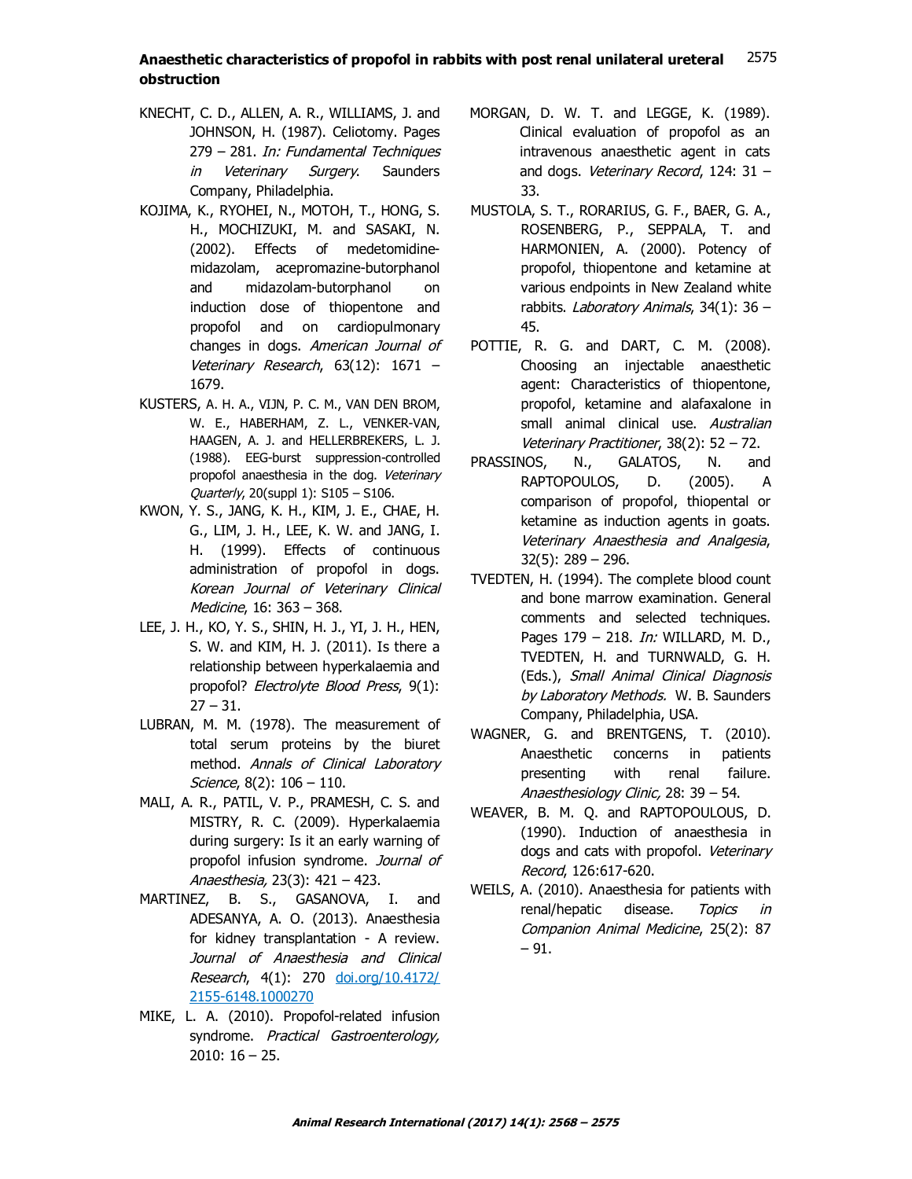KNECHT, C. D., ALLEN, A. R., WILLIAMS, J. and JOHNSON, H. (1987). Celiotomy. Pages 279 – 281. *In: Fundamental Techniques in Veterinary Surgery*. Saunders Company, Philadelphia.

KOJIMA, K., RYOHEI, N., MOTOH, T., HONG, S. H., MOCHIZUKI, M. and SASAKI, N. (2002). Effects of medetomidine-midazolam, acepromazine-butorphanol and midazolam-butorphanol on induction dose of thiopentone and propofol and on cardiopulmonary changes in dogs. *American Journal of Veterinary Research*, 63(12): 1671 – 1679.

KUSTERS, A. H. A., VIJN, P. C. M., VAN DEN BROM, W. E., HABERHAM, Z. L., VENKER-VAN, HAAGEN, A. J. and HELLERBREKERS, L. J. (1988). EEG-burst suppression-controlled propofol anaesthesia in the dog. *Veterinary Quarterly*, 20(suppl 1): S105 – S106.

KWON, Y. S., JANG, K. H., KIM, J. E., CHAE, H. G., LIM, J. H., LEE, K. W. and JANG, I. H. (1999). Effects of continuous administration of propofol in dogs. *Korean Journal of Veterinary Clinical Medicine*, 16: 363 – 368.

LEE, J. H., KO, Y. S., SHIN, H. J., YI, J. H., HEN, S. W. and KIM, H. J. (2011). Is there a relationship between hyperkalaemia and propofol? *Electrolyte Blood Press*, 9(1): 27 – 31.

LUBRAN, M. M. (1978). The measurement of total serum proteins by the biuret method. *Annals of Clinical Laboratory Science*, 8(2): 106 – 110.

MALI, A. R., PATIL, V. P., PRAMESH, C. S. and MISTRY, R. C. (2009). Hyperkalaemia during surgery: Is it an early warning of propofol infusion syndrome. *Journal of Anaesthesia,* 23(3): 421 – 423.

MARTINEZ, B. S., GASANOVA, I. and ADESANYA, A. O. (2013). Anaesthesia for kidney transplantation - A review. *Journal of Anaesthesia and Clinical Research*, 4(1): 270 doi.org/10.4172/2155-6148.1000270

MIKE, L. A. (2010). Propofol-related infusion syndrome. *Practical Gastroenterology,* 2010: 16 – 25.

MORGAN, D. W. T. and LEGGE, K. (1989). Clinical evaluation of propofol as an intravenous anaesthetic agent in cats and dogs. *Veterinary Record*, 124: 31 – 33.

MUSTOLA, S. T., RORARIUS, G. F., BAER, G. A., ROSENBERG, P., SEPPALA, T. and HARMONIEN, A. (2000). Potency of propofol, thiopentone and ketamine at various endpoints in New Zealand white rabbits. *Laboratory Animals*, 34(1): 36 – 45.

POTTIE, R. G. and DART, C. M. (2008). Choosing an injectable anaesthetic agent: Characteristics of thiopentone, propofol, ketamine and alafaxalone in small animal clinical use. *Australian Veterinary Practitioner*, 38(2): 52 – 72.

PRASSINOS, N., GALATOS, N. and RAPTOPOULOS, D. (2005). A comparison of propofol, thiopental or ketamine as induction agents in goats. *Veterinary Anaesthesia and Analgesia*, 32(5): 289 – 296.

TVEDTEN, H. (1994). The complete blood count and bone marrow examination. General comments and selected techniques. Pages 179 – 218. *In:* WILLARD, M. D., TVEDTEN, H. and TURNWALD, G. H. (Eds.), *Small Animal Clinical Diagnosis by Laboratory Methods.* W. B. Saunders Company, Philadelphia, USA.

WAGNER, G. and BRENTGENS, T. (2010). Anaesthetic concerns in patients presenting with renal failure. *Anaesthesiology Clinic*, 28: 39 – 54.

WEAVER, B. M. Q. and RAPTOPOULOUS, D. (1990). Induction of anaesthesia in dogs and cats with propofol. *Veterinary Record*, 126:617-620.

WEILS, A. (2010). Anaesthesia for patients with renal/hepatic disease. *Topics in Companion Animal Medicine*, 25(2): 87 – 91.